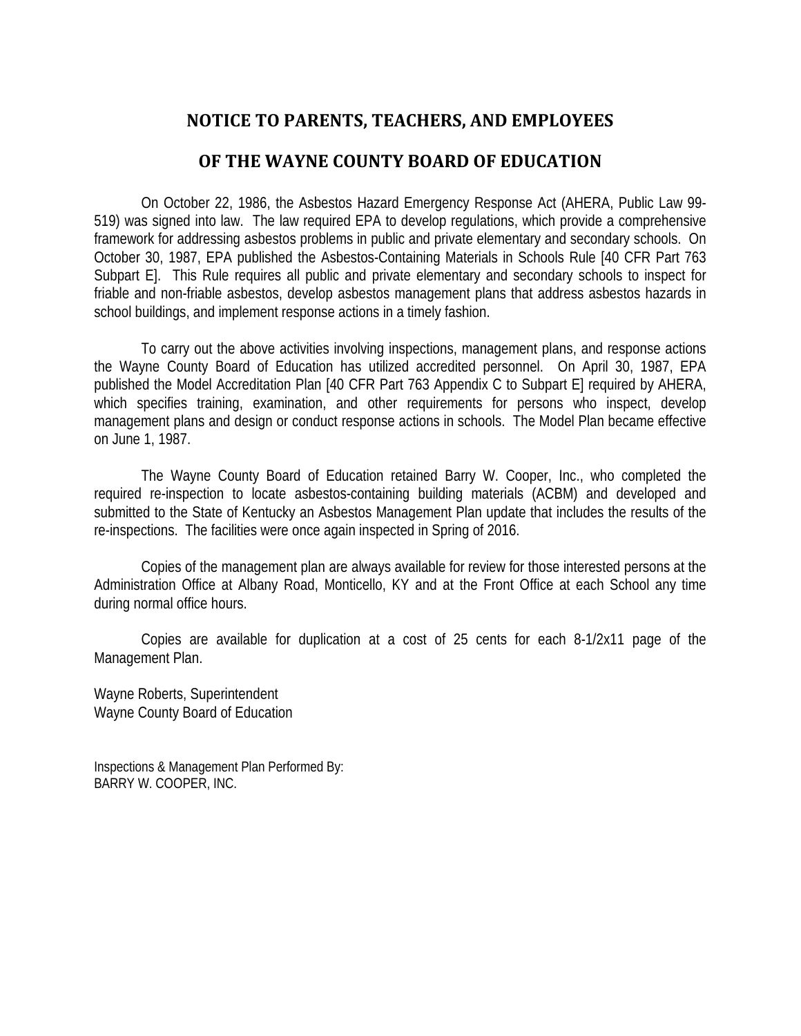## NOTICE TO PARENTS, TEACHERS, AND EMPLOYEES

## OF THE WAYNE COUNTY BOARD OF EDUCATION

On October 22, 1986, the Asbestos Hazard Emergency Response Act (AHERA, Public Law 99-519) was signed into law. The law required EPA to develop regulations, which provide a comprehensive framework for addressing asbestos problems in public and private elementary and secondary schools. On October 30, 1987, EPA published the Asbestos-Containing Materials in Schools Rule [40 CFR Part 763 Subpart E]. This Rule requires all public and private elementary and secondary schools to inspect for friable and non-friable asbestos, develop asbestos management plans that address asbestos hazards in school buildings, and implement response actions in a timely fashion.

To carry out the above activities involving inspections, management plans, and response actions the Wayne County Board of Education has utilized accredited personnel. On April 30, 1987, EPA published the Model Accreditation Plan [40 CFR Part 763 Appendix C to Subpart E] required by AHERA, which specifies training, examination, and other requirements for persons who inspect, develop management plans and design or conduct response actions in schools. The Model Plan became effective on June 1, 1987.

The Wayne County Board of Education retained Barry W. Cooper, Inc., who completed the required re-inspection to locate asbestos-containing building materials (ACBM) and developed and submitted to the State of Kentucky an Asbestos Management Plan update that includes the results of the re-inspections. The facilities were once again inspected in Spring of 2016.

Copies of the management plan are always available for review for those interested persons at the Administration Office at Albany Road, Monticello, KY and at the Front Office at each School any time during normal office hours.

Copies are available for duplication at a cost of 25 cents for each 8-1/2x11 page of the Management Plan.

Wayne Roberts, Superintendent
Wayne County Board of Education

Inspections & Management Plan Performed By:
BARRY W. COOPER, INC.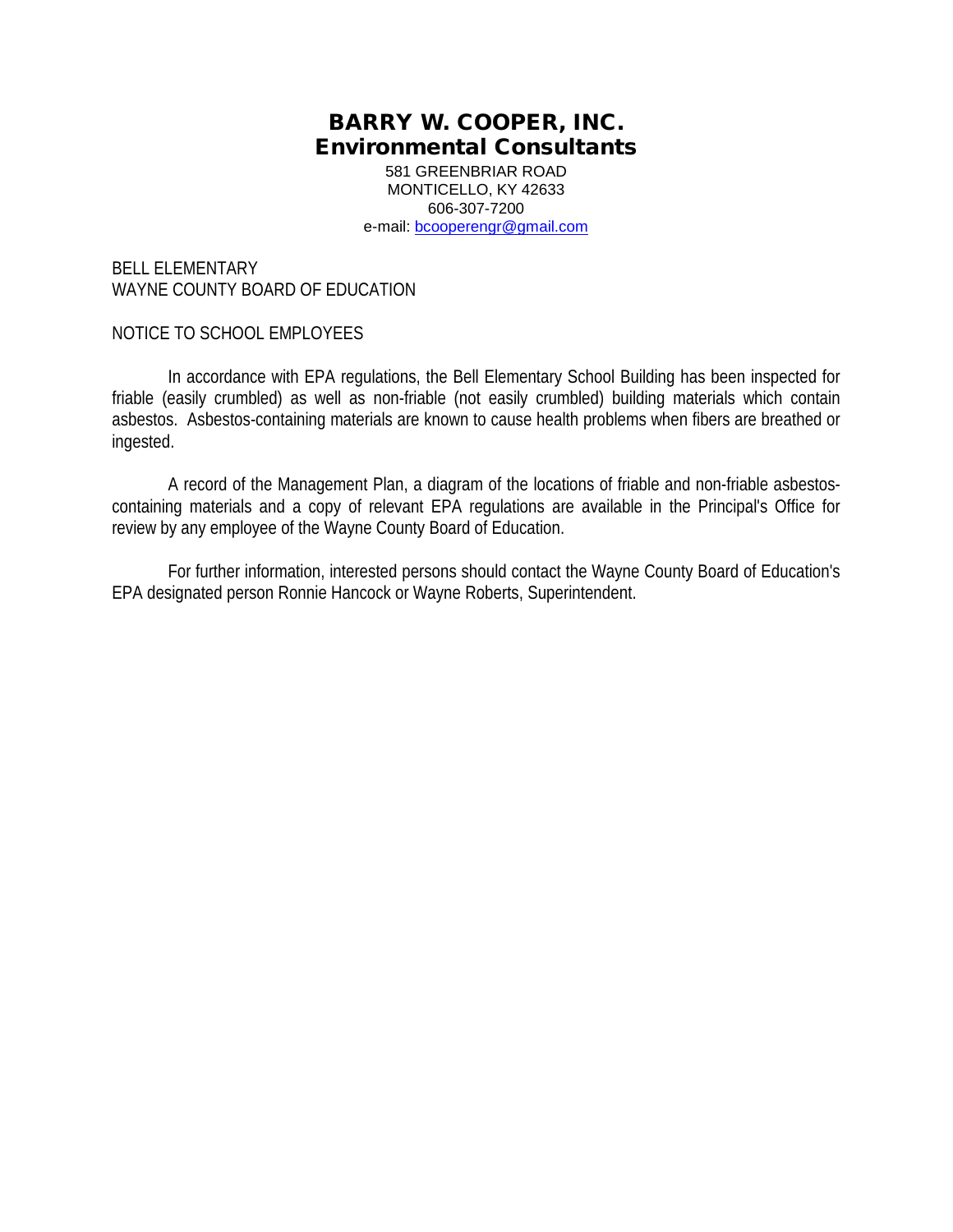# BARRY W. COOPER, INC.
## Environmental Consultants

581 GREENBRIAR ROAD
MONTICELLO, KY 42633
606-307-7200
e-mail: bcooperengr@gmail.com

BELL ELEMENTARY
WAYNE COUNTY BOARD OF EDUCATION

NOTICE TO SCHOOL EMPLOYEES

In accordance with EPA regulations, the Bell Elementary School Building has been inspected for friable (easily crumbled) as well as non-friable (not easily crumbled) building materials which contain asbestos. Asbestos-containing materials are known to cause health problems when fibers are breathed or ingested.

A record of the Management Plan, a diagram of the locations of friable and non-friable asbestos-containing materials and a copy of relevant EPA regulations are available in the Principal's Office for review by any employee of the Wayne County Board of Education.

For further information, interested persons should contact the Wayne County Board of Education's EPA designated person Ronnie Hancock or Wayne Roberts, Superintendent.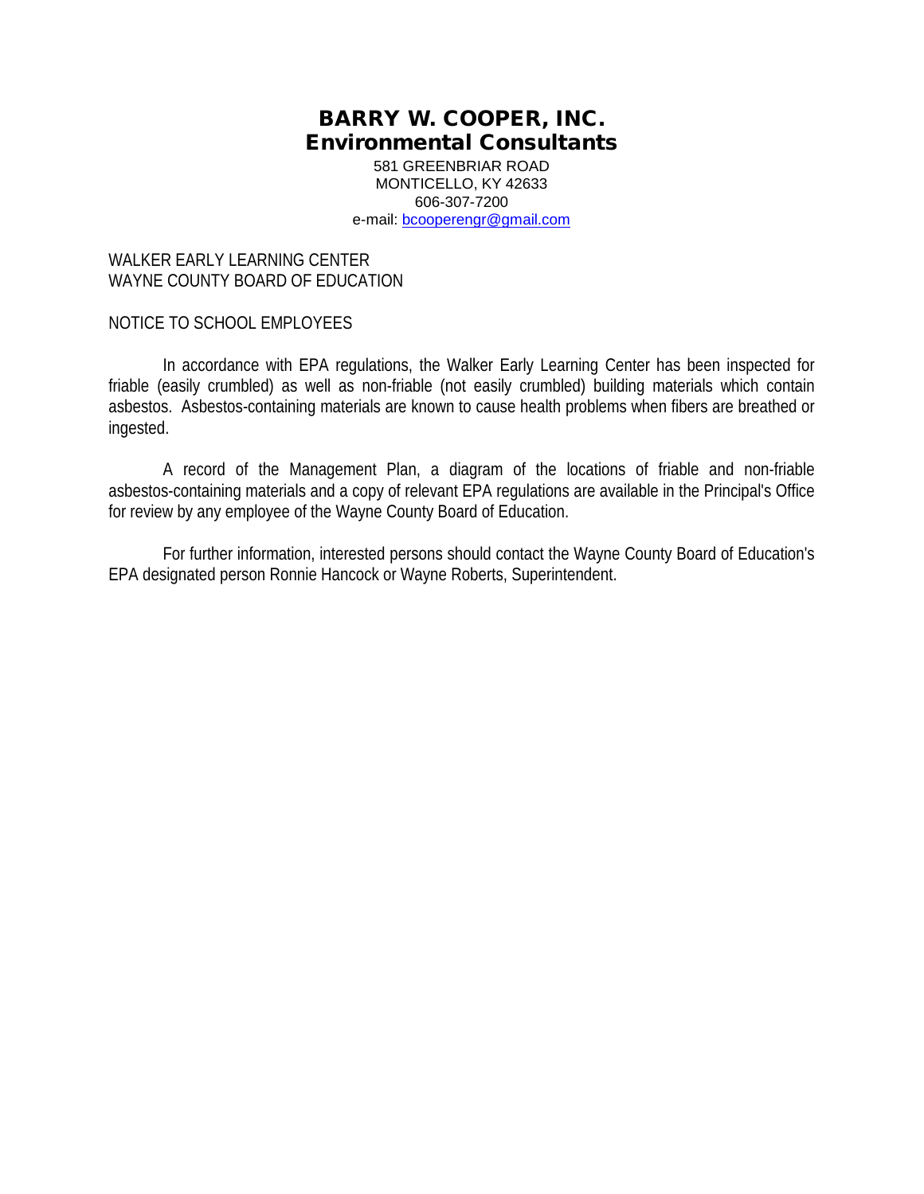# BARRY W. COOPER, INC.
## Environmental Consultants

581 GREENBRIAR ROAD
MONTICELLO, KY 42633
606-307-7200
e-mail: bcooperengr@gmail.com

WALKER EARLY LEARNING CENTER
WAYNE COUNTY BOARD OF EDUCATION

NOTICE TO SCHOOL EMPLOYEES

In accordance with EPA regulations, the Walker Early Learning Center has been inspected for friable (easily crumbled) as well as non-friable (not easily crumbled) building materials which contain asbestos. Asbestos-containing materials are known to cause health problems when fibers are breathed or ingested.

A record of the Management Plan, a diagram of the locations of friable and non-friable asbestos-containing materials and a copy of relevant EPA regulations are available in the Principal's Office for review by any employee of the Wayne County Board of Education.

For further information, interested persons should contact the Wayne County Board of Education's EPA designated person Ronnie Hancock or Wayne Roberts, Superintendent.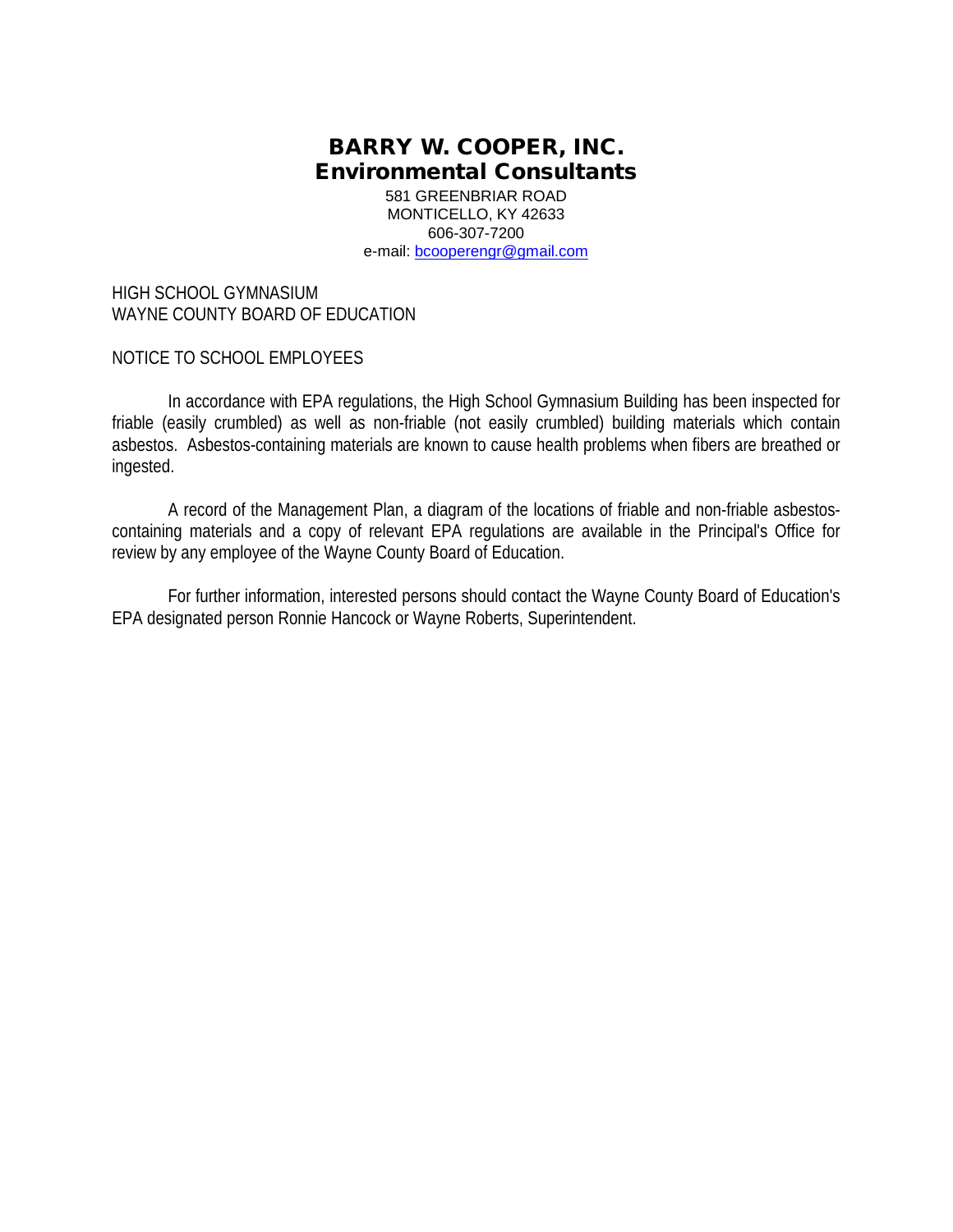# BARRY W. COOPER, INC.
## Environmental Consultants

581 GREENBRIAR ROAD
MONTICELLO, KY 42633
606-307-7200
e-mail: bcooperengr@gmail.com

HIGH SCHOOL GYMNASIUM
WAYNE COUNTY BOARD OF EDUCATION

NOTICE TO SCHOOL EMPLOYEES

In accordance with EPA regulations, the High School Gymnasium Building has been inspected for friable (easily crumbled) as well as non-friable (not easily crumbled) building materials which contain asbestos. Asbestos-containing materials are known to cause health problems when fibers are breathed or ingested.

A record of the Management Plan, a diagram of the locations of friable and non-friable asbestos-containing materials and a copy of relevant EPA regulations are available in the Principal's Office for review by any employee of the Wayne County Board of Education.

For further information, interested persons should contact the Wayne County Board of Education's EPA designated person Ronnie Hancock or Wayne Roberts, Superintendent.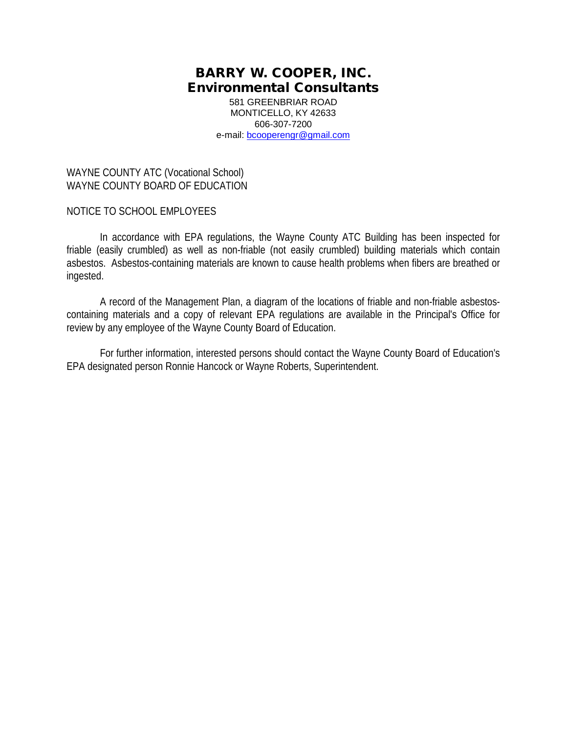**BARRY W. COOPER, INC.**
**Environmental Consultants**

581 GREENBRIAR ROAD
MONTICELLO, KY 42633
606-307-7200
e-mail: bcooperengr@gmail.com

WAYNE COUNTY ATC (Vocational School)
WAYNE COUNTY BOARD OF EDUCATION

NOTICE TO SCHOOL EMPLOYEES

In accordance with EPA regulations, the Wayne County ATC Building has been inspected for friable (easily crumbled) as well as non-friable (not easily crumbled) building materials which contain asbestos. Asbestos-containing materials are known to cause health problems when fibers are breathed or ingested.

A record of the Management Plan, a diagram of the locations of friable and non-friable asbestos-containing materials and a copy of relevant EPA regulations are available in the Principal's Office for review by any employee of the Wayne County Board of Education.

For further information, interested persons should contact the Wayne County Board of Education's EPA designated person Ronnie Hancock or Wayne Roberts, Superintendent.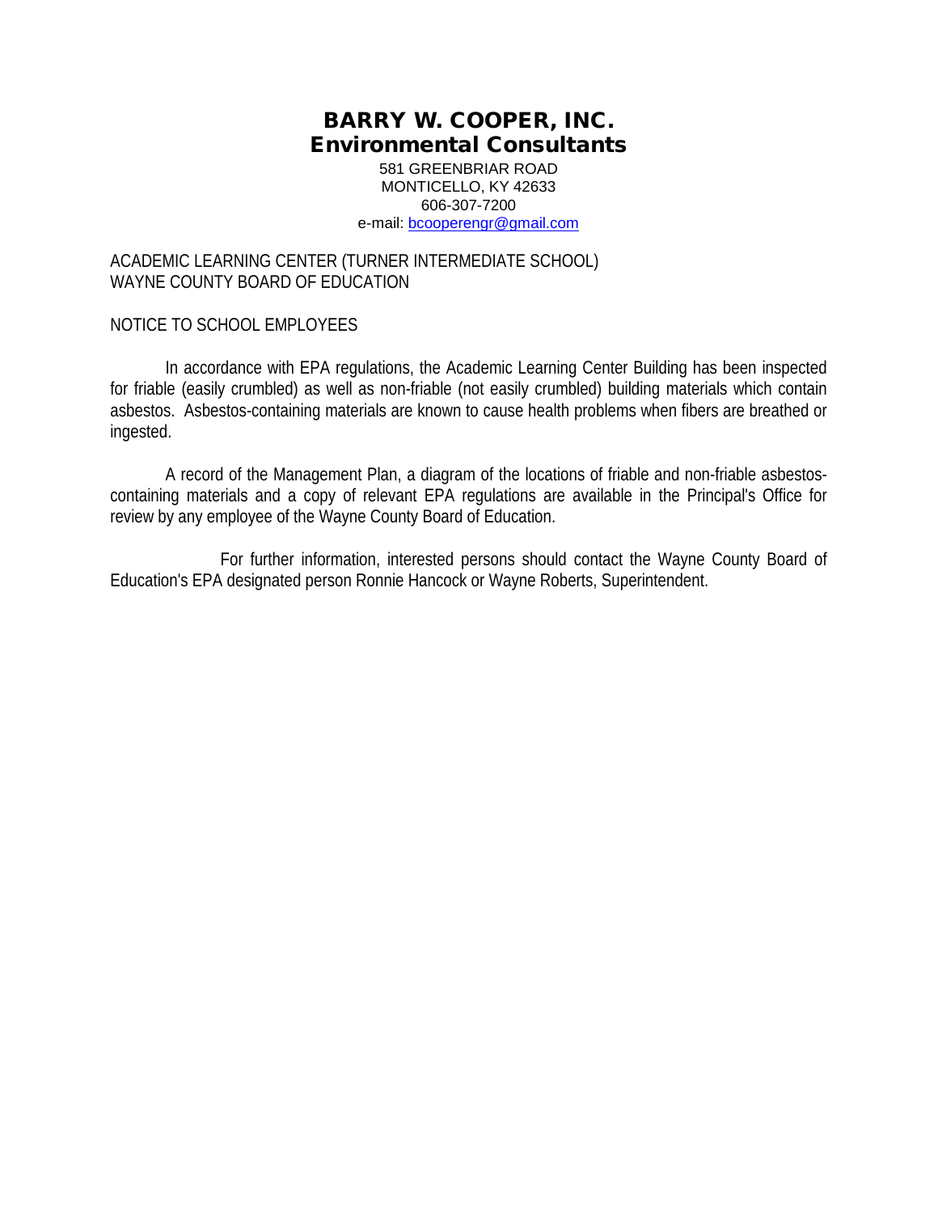# BARRY W. COOPER, INC.
## Environmental Consultants

581 GREENBRIAR ROAD
MONTICELLO, KY 42633
606-307-7200
e-mail: bcooperengr@gmail.com

ACADEMIC LEARNING CENTER (TURNER INTERMEDIATE SCHOOL)
WAYNE COUNTY BOARD OF EDUCATION

NOTICE TO SCHOOL EMPLOYEES

In accordance with EPA regulations, the Academic Learning Center Building has been inspected for friable (easily crumbled) as well as non-friable (not easily crumbled) building materials which contain asbestos. Asbestos-containing materials are known to cause health problems when fibers are breathed or ingested.

A record of the Management Plan, a diagram of the locations of friable and non-friable asbestos-containing materials and a copy of relevant EPA regulations are available in the Principal's Office for review by any employee of the Wayne County Board of Education.

For further information, interested persons should contact the Wayne County Board of Education's EPA designated person Ronnie Hancock or Wayne Roberts, Superintendent.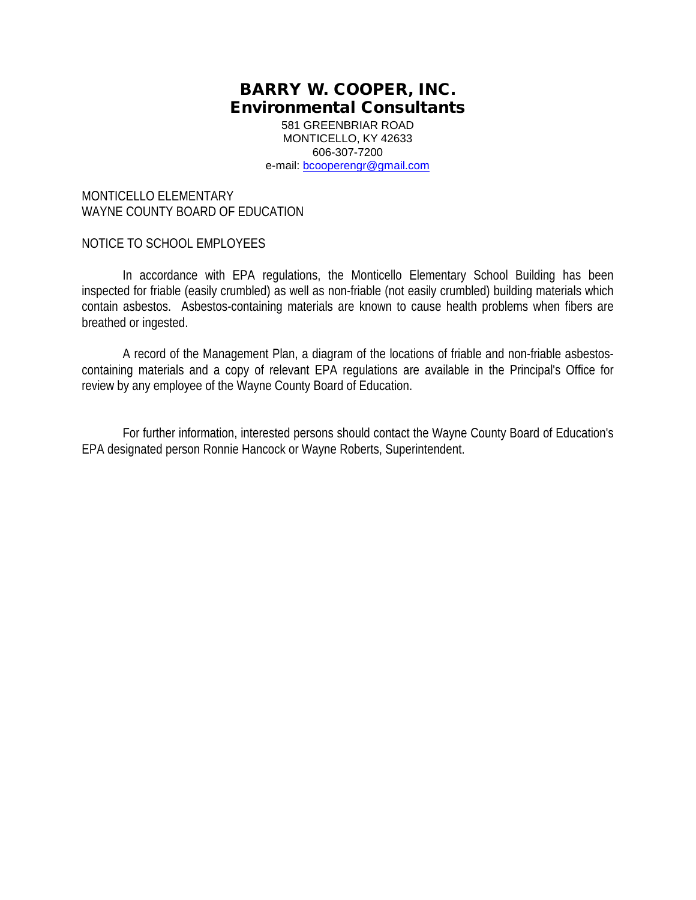**BARRY W. COOPER, INC.**
**Environmental Consultants**

581 GREENBRIAR ROAD
MONTICELLO, KY 42633
606-307-7200
e-mail: bcooperengr@gmail.com

MONTICELLO ELEMENTARY
WAYNE COUNTY BOARD OF EDUCATION

NOTICE TO SCHOOL EMPLOYEES

In accordance with EPA regulations, the Monticello Elementary School Building has been inspected for friable (easily crumbled) as well as non-friable (not easily crumbled) building materials which contain asbestos. Asbestos-containing materials are known to cause health problems when fibers are breathed or ingested.

A record of the Management Plan, a diagram of the locations of friable and non-friable asbestos-containing materials and a copy of relevant EPA regulations are available in the Principal's Office for review by any employee of the Wayne County Board of Education.

For further information, interested persons should contact the Wayne County Board of Education's EPA designated person Ronnie Hancock or Wayne Roberts, Superintendent.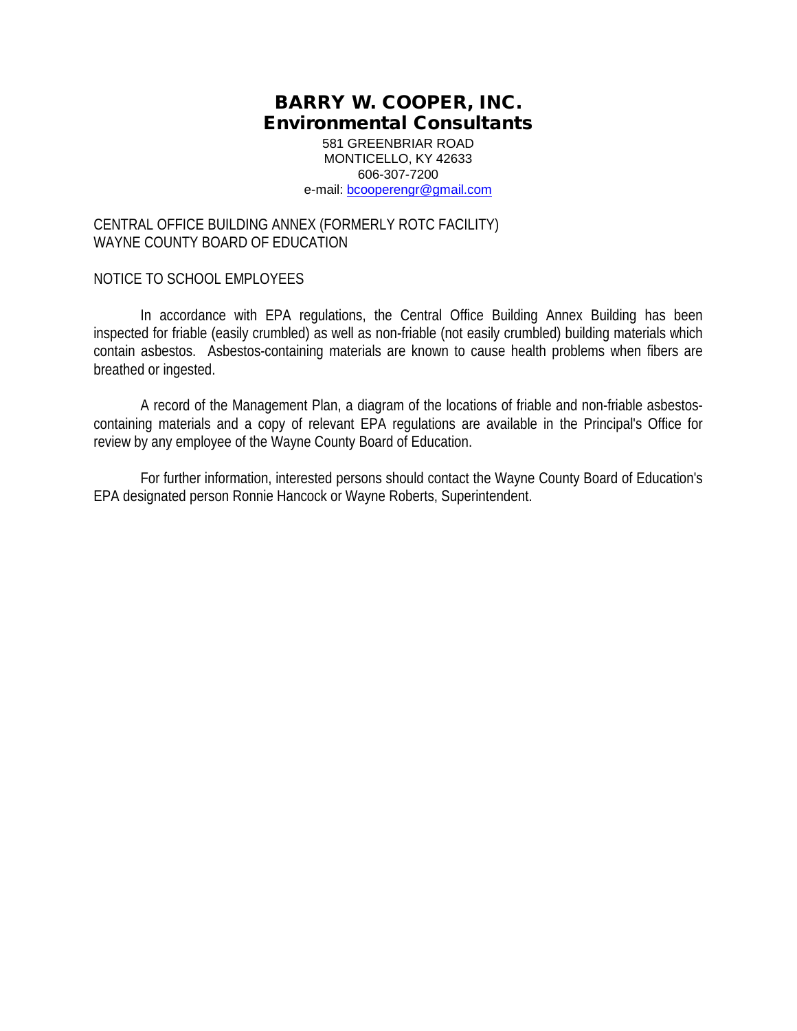# BARRY W. COOPER, INC.
## Environmental Consultants

581 GREENBRIAR ROAD
MONTICELLO, KY 42633
606-307-7200
e-mail: bcooperengr@gmail.com

CENTRAL OFFICE BUILDING ANNEX (FORMERLY ROTC FACILITY)
WAYNE COUNTY BOARD OF EDUCATION

NOTICE TO SCHOOL EMPLOYEES

In accordance with EPA regulations, the Central Office Building Annex Building has been inspected for friable (easily crumbled) as well as non-friable (not easily crumbled) building materials which contain asbestos. Asbestos-containing materials are known to cause health problems when fibers are breathed or ingested.

A record of the Management Plan, a diagram of the locations of friable and non-friable asbestos-containing materials and a copy of relevant EPA regulations are available in the Principal's Office for review by any employee of the Wayne County Board of Education.

For further information, interested persons should contact the Wayne County Board of Education's EPA designated person Ronnie Hancock or Wayne Roberts, Superintendent.